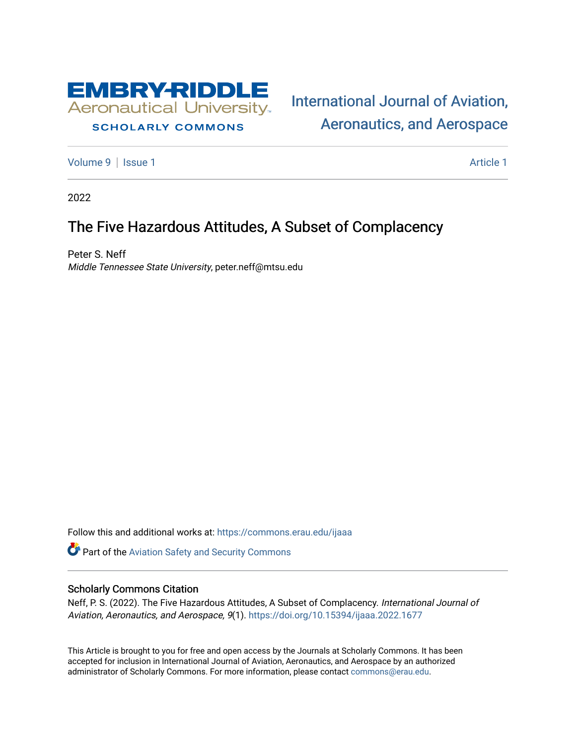EMBRY-RIDDLE Aeronautical University

SCHOLARLY COMMONS

International Journal of Aviation, Aeronautics, and Aerospace

Volume 9 | Issue 1 Article 1

2022

# The Five Hazardous Attitudes, A Subset of Complacency

Peter S. Neff
*Middle Tennessee State University*, peter.neff@mtsu.edu

Follow this and additional works at: https://commons.erau.edu/ijaaa

Part of the Aviation Safety and Security Commons

## Scholarly Commons Citation

Neff, P. S. (2022). The Five Hazardous Attitudes, A Subset of Complacency. *International Journal of Aviation, Aeronautics, and Aerospace, 9*(1). https://doi.org/10.15394/ijaaa.2022.1677

This Article is brought to you for free and open access by the Journals at Scholarly Commons. It has been accepted for inclusion in International Journal of Aviation, Aeronautics, and Aerospace by an authorized administrator of Scholarly Commons. For more information, please contact commons@erau.edu.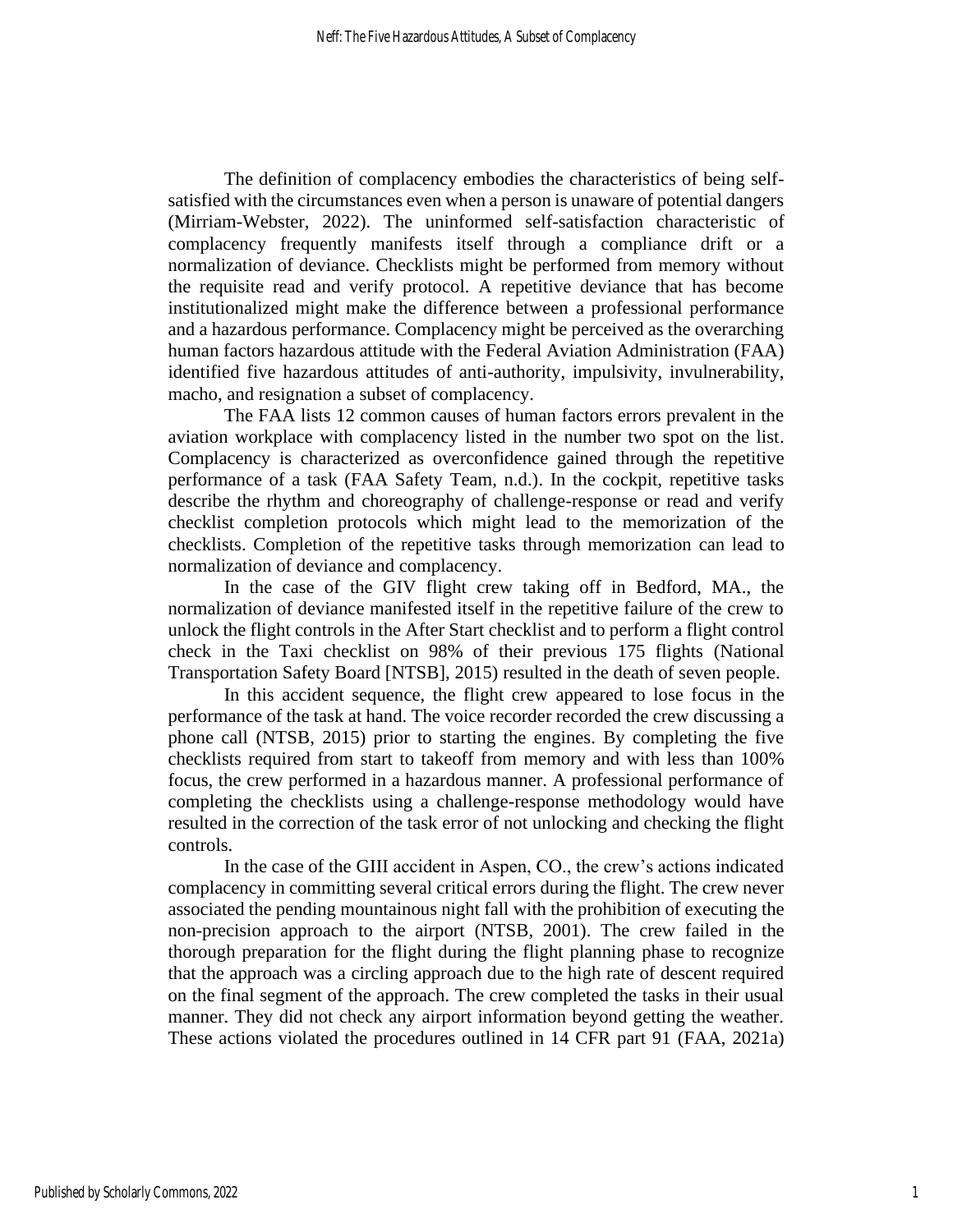The definition of complacency embodies the characteristics of being self-satisfied with the circumstances even when a person is unaware of potential dangers (Mirriam-Webster, 2022). The uninformed self-satisfaction characteristic of complacency frequently manifests itself through a compliance drift or a normalization of deviance. Checklists might be performed from memory without the requisite read and verify protocol. A repetitive deviance that has become institutionalized might make the difference between a professional performance and a hazardous performance. Complacency might be perceived as the overarching human factors hazardous attitude with the Federal Aviation Administration (FAA) identified five hazardous attitudes of anti-authority, impulsivity, invulnerability, macho, and resignation a subset of complacency.

The FAA lists 12 common causes of human factors errors prevalent in the aviation workplace with complacency listed in the number two spot on the list. Complacency is characterized as overconfidence gained through the repetitive performance of a task (FAA Safety Team, n.d.). In the cockpit, repetitive tasks describe the rhythm and choreography of challenge-response or read and verify checklist completion protocols which might lead to the memorization of the checklists. Completion of the repetitive tasks through memorization can lead to normalization of deviance and complacency.

In the case of the GIV flight crew taking off in Bedford, MA., the normalization of deviance manifested itself in the repetitive failure of the crew to unlock the flight controls in the After Start checklist and to perform a flight control check in the Taxi checklist on 98% of their previous 175 flights (National Transportation Safety Board [NTSB], 2015) resulted in the death of seven people.

In this accident sequence, the flight crew appeared to lose focus in the performance of the task at hand. The voice recorder recorded the crew discussing a phone call (NTSB, 2015) prior to starting the engines. By completing the five checklists required from start to takeoff from memory and with less than 100% focus, the crew performed in a hazardous manner. A professional performance of completing the checklists using a challenge-response methodology would have resulted in the correction of the task error of not unlocking and checking the flight controls.

In the case of the GIII accident in Aspen, CO., the crew's actions indicated complacency in committing several critical errors during the flight. The crew never associated the pending mountainous night fall with the prohibition of executing the non-precision approach to the airport (NTSB, 2001). The crew failed in the thorough preparation for the flight during the flight planning phase to recognize that the approach was a circling approach due to the high rate of descent required on the final segment of the approach. The crew completed the tasks in their usual manner. They did not check any airport information beyond getting the weather. These actions violated the procedures outlined in 14 CFR part 91 (FAA, 2021a)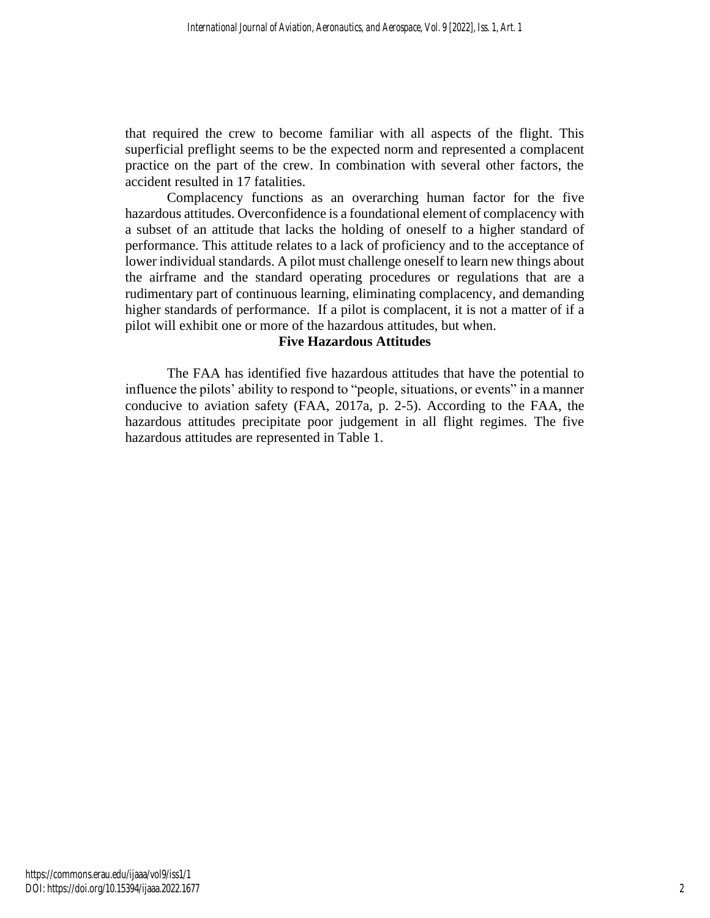that required the crew to become familiar with all aspects of the flight. This superficial preflight seems to be the expected norm and represented a complacent practice on the part of the crew. In combination with several other factors, the accident resulted in 17 fatalities.

Complacency functions as an overarching human factor for the five hazardous attitudes. Overconfidence is a foundational element of complacency with a subset of an attitude that lacks the holding of oneself to a higher standard of performance. This attitude relates to a lack of proficiency and to the acceptance of lower individual standards. A pilot must challenge oneself to learn new things about the airframe and the standard operating procedures or regulations that are a rudimentary part of continuous learning, eliminating complacency, and demanding higher standards of performance. If a pilot is complacent, it is not a matter of if a pilot will exhibit one or more of the hazardous attitudes, but when.

## Five Hazardous Attitudes

The FAA has identified five hazardous attitudes that have the potential to influence the pilots' ability to respond to "people, situations, or events" in a manner conducive to aviation safety (FAA, 2017a, p. 2-5). According to the FAA, the hazardous attitudes precipitate poor judgement in all flight regimes. The five hazardous attitudes are represented in Table 1.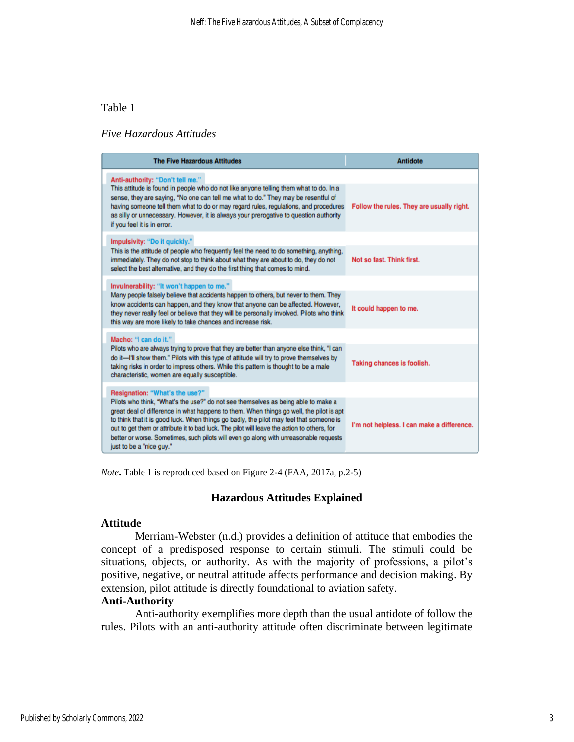Table 1

*Five Hazardous Attitudes*

| The Five Hazardous Attitudes | Antidote |
|---|---|
| **Anti-authority: "Don't tell me."** This attitude is found in people who do not like anyone telling them what to do. In a sense, they are saying, "No one can tell me what to do." They may be resentful of having someone tell them what to do or may regard rules, regulations, and procedures as silly or unnecessary. However, it is always your prerogative to question authority if you feel it is in error. | Follow the rules. They are usually right. |
| **Impulsivity: "Do it quickly."** This is the attitude of people who frequently feel the need to do something, anything, immediately. They do not stop to think about what they are about to do, they do not select the best alternative, and they do the first thing that comes to mind. | Not so fast. Think first. |
| **Invulnerability: "It won't happen to me."** Many people falsely believe that accidents happen to others, but never to them. They know accidents can happen, and they know that anyone can be affected. However, they never really feel or believe that they will be personally involved. Pilots who think this way are more likely to take chances and increase risk. | It could happen to me. |
| **Macho: "I can do it."** Pilots who are always trying to prove that they are better than anyone else think, "I can do it—I'll show them." Pilots with this type of attitude will try to prove themselves by taking risks in order to impress others. While this pattern is thought to be a male characteristic, women are equally susceptible. | Taking chances is foolish. |
| **Resignation: "What's the use?"** Pilots who think, "What's the use?" do not see themselves as being able to make a great deal of difference in what happens to them. When things go well, the pilot is apt to think that it is good luck. When things go badly, the pilot may feel that someone is out to get them or attribute it to bad luck. The pilot will leave the action to others, for better or worse. Sometimes, such pilots will even go along with unreasonable requests just to be a "nice guy." | I'm not helpless. I can make a difference. |

*Note***.** Table 1 is reproduced based on Figure 2-4 (FAA, 2017a, p.2-5)

## Hazardous Attitudes Explained

### Attitude

Merriam-Webster (n.d.) provides a definition of attitude that embodies the concept of a predisposed response to certain stimuli. The stimuli could be situations, objects, or authority. As with the majority of professions, a pilot's positive, negative, or neutral attitude affects performance and decision making. By extension, pilot attitude is directly foundational to aviation safety.

### Anti-Authority

Anti-authority exemplifies more depth than the usual antidote of follow the rules. Pilots with an anti-authority attitude often discriminate between legitimate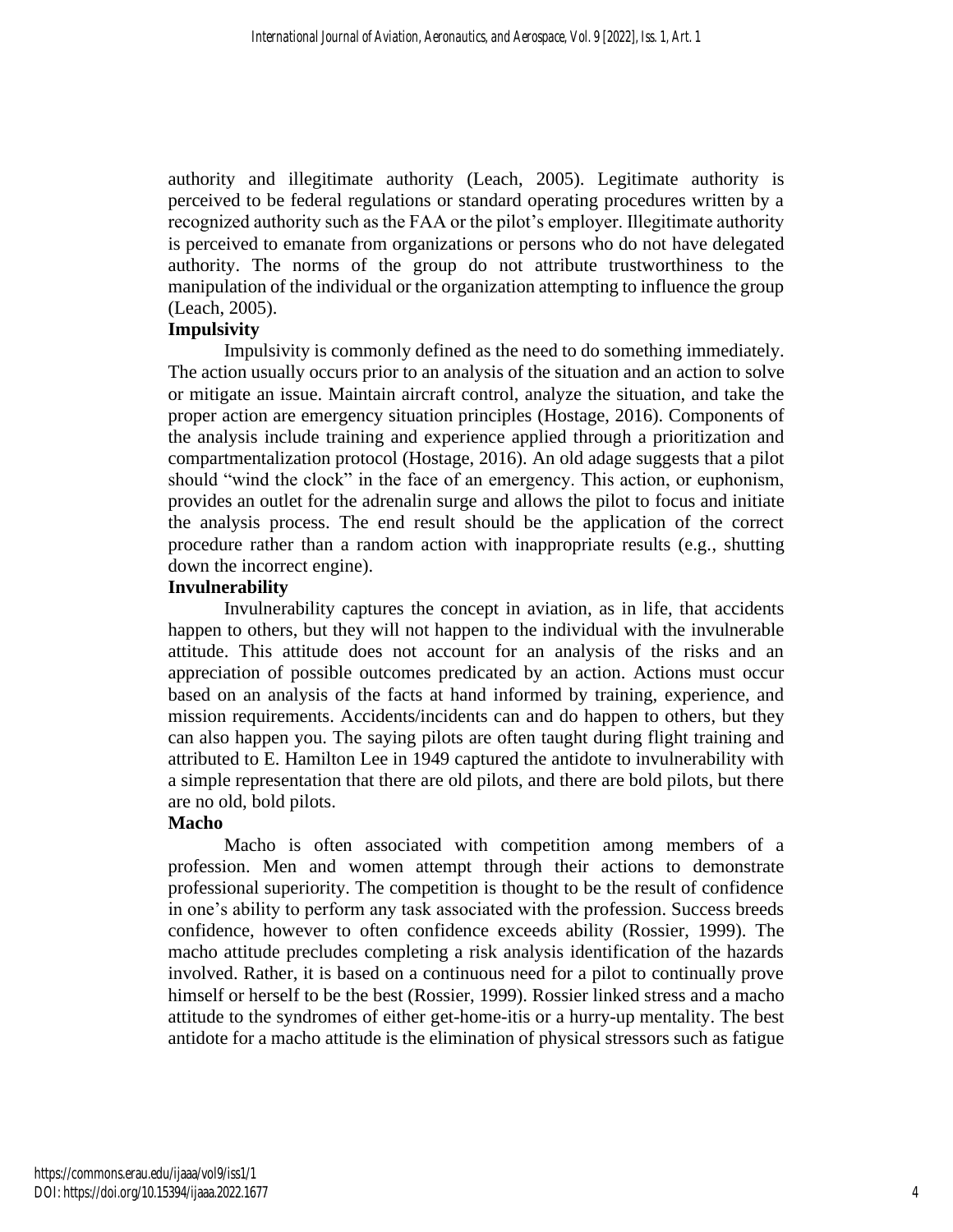authority and illegitimate authority (Leach, 2005). Legitimate authority is perceived to be federal regulations or standard operating procedures written by a recognized authority such as the FAA or the pilot's employer. Illegitimate authority is perceived to emanate from organizations or persons who do not have delegated authority. The norms of the group do not attribute trustworthiness to the manipulation of the individual or the organization attempting to influence the group (Leach, 2005).

### Impulsivity

Impulsivity is commonly defined as the need to do something immediately. The action usually occurs prior to an analysis of the situation and an action to solve or mitigate an issue. Maintain aircraft control, analyze the situation, and take the proper action are emergency situation principles (Hostage, 2016). Components of the analysis include training and experience applied through a prioritization and compartmentalization protocol (Hostage, 2016). An old adage suggests that a pilot should "wind the clock" in the face of an emergency. This action, or euphonism, provides an outlet for the adrenalin surge and allows the pilot to focus and initiate the analysis process. The end result should be the application of the correct procedure rather than a random action with inappropriate results (e.g., shutting down the incorrect engine).

### Invulnerability

Invulnerability captures the concept in aviation, as in life, that accidents happen to others, but they will not happen to the individual with the invulnerable attitude. This attitude does not account for an analysis of the risks and an appreciation of possible outcomes predicated by an action. Actions must occur based on an analysis of the facts at hand informed by training, experience, and mission requirements. Accidents/incidents can and do happen to others, but they can also happen you. The saying pilots are often taught during flight training and attributed to E. Hamilton Lee in 1949 captured the antidote to invulnerability with a simple representation that there are old pilots, and there are bold pilots, but there are no old, bold pilots.

### Macho

Macho is often associated with competition among members of a profession. Men and women attempt through their actions to demonstrate professional superiority. The competition is thought to be the result of confidence in one's ability to perform any task associated with the profession. Success breeds confidence, however to often confidence exceeds ability (Rossier, 1999). The macho attitude precludes completing a risk analysis identification of the hazards involved. Rather, it is based on a continuous need for a pilot to continually prove himself or herself to be the best (Rossier, 1999). Rossier linked stress and a macho attitude to the syndromes of either get-home-itis or a hurry-up mentality. The best antidote for a macho attitude is the elimination of physical stressors such as fatigue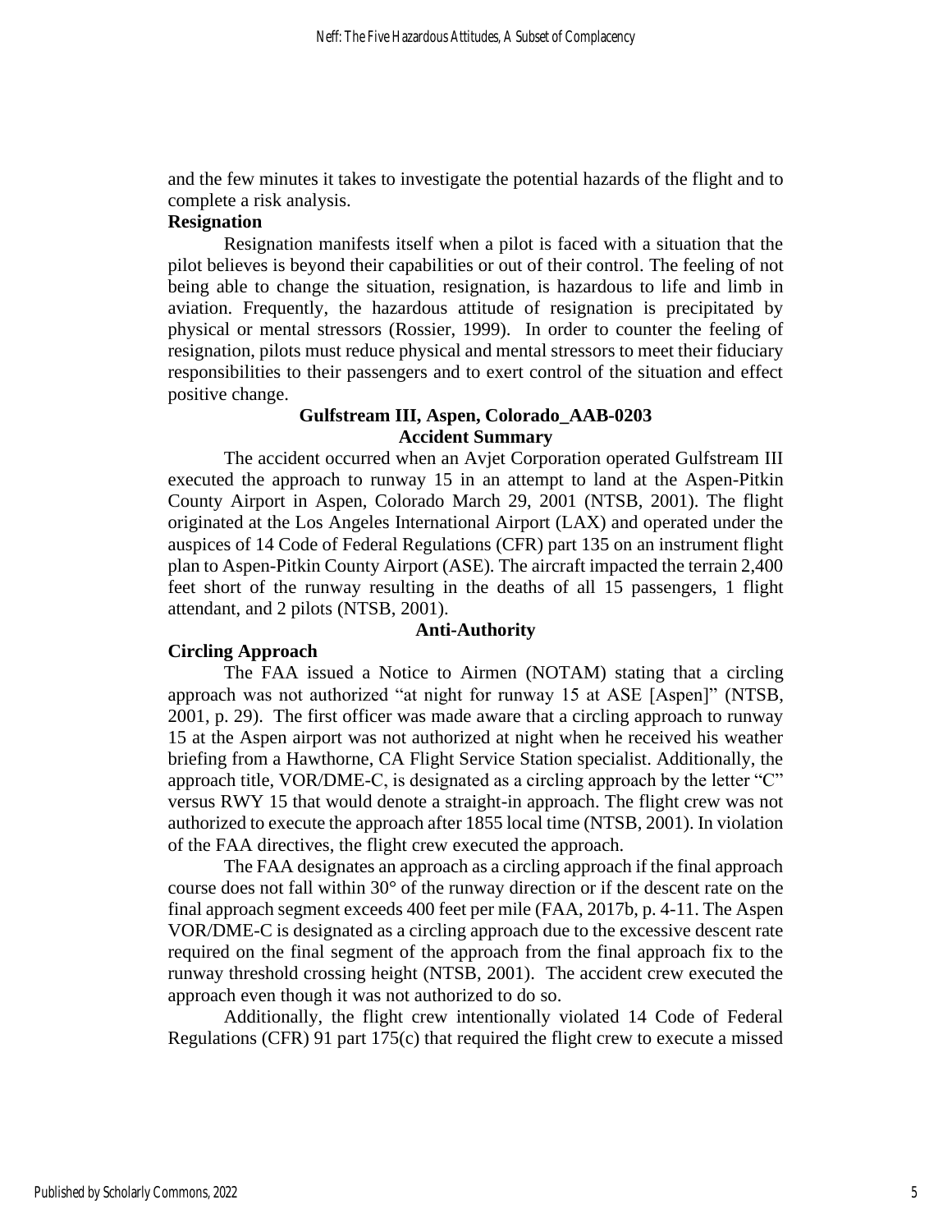and the few minutes it takes to investigate the potential hazards of the flight and to complete a risk analysis.

### Resignation

Resignation manifests itself when a pilot is faced with a situation that the pilot believes is beyond their capabilities or out of their control. The feeling of not being able to change the situation, resignation, is hazardous to life and limb in aviation. Frequently, the hazardous attitude of resignation is precipitated by physical or mental stressors (Rossier, 1999). In order to counter the feeling of resignation, pilots must reduce physical and mental stressors to meet their fiduciary responsibilities to their passengers and to exert control of the situation and effect positive change.

## Gulfstream III, Aspen, Colorado_AAB-0203

## Accident Summary

The accident occurred when an Avjet Corporation operated Gulfstream III executed the approach to runway 15 in an attempt to land at the Aspen-Pitkin County Airport in Aspen, Colorado March 29, 2001 (NTSB, 2001). The flight originated at the Los Angeles International Airport (LAX) and operated under the auspices of 14 Code of Federal Regulations (CFR) part 135 on an instrument flight plan to Aspen-Pitkin County Airport (ASE). The aircraft impacted the terrain 2,400 feet short of the runway resulting in the deaths of all 15 passengers, 1 flight attendant, and 2 pilots (NTSB, 2001).

## Anti-Authority

### Circling Approach

The FAA issued a Notice to Airmen (NOTAM) stating that a circling approach was not authorized "at night for runway 15 at ASE [Aspen]" (NTSB, 2001, p. 29). The first officer was made aware that a circling approach to runway 15 at the Aspen airport was not authorized at night when he received his weather briefing from a Hawthorne, CA Flight Service Station specialist. Additionally, the approach title, VOR/DME-C, is designated as a circling approach by the letter "C" versus RWY 15 that would denote a straight-in approach. The flight crew was not authorized to execute the approach after 1855 local time (NTSB, 2001). In violation of the FAA directives, the flight crew executed the approach.

The FAA designates an approach as a circling approach if the final approach course does not fall within 30° of the runway direction or if the descent rate on the final approach segment exceeds 400 feet per mile (FAA, 2017b, p. 4-11. The Aspen VOR/DME-C is designated as a circling approach due to the excessive descent rate required on the final segment of the approach from the final approach fix to the runway threshold crossing height (NTSB, 2001). The accident crew executed the approach even though it was not authorized to do so.

Additionally, the flight crew intentionally violated 14 Code of Federal Regulations (CFR) 91 part 175(c) that required the flight crew to execute a missed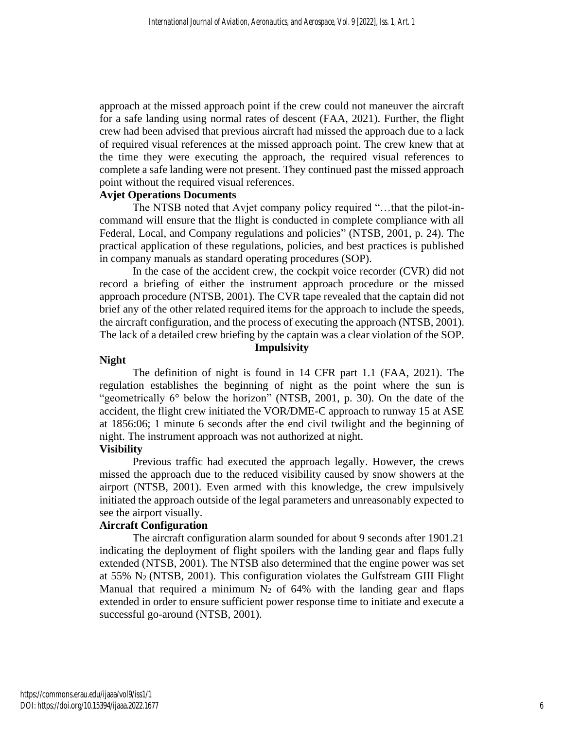approach at the missed approach point if the crew could not maneuver the aircraft for a safe landing using normal rates of descent (FAA, 2021). Further, the flight crew had been advised that previous aircraft had missed the approach due to a lack of required visual references at the missed approach point. The crew knew that at the time they were executing the approach, the required visual references to complete a safe landing were not present. They continued past the missed approach point without the required visual references.

### Avjet Operations Documents

The NTSB noted that Avjet company policy required "…that the pilot-in-command will ensure that the flight is conducted in complete compliance with all Federal, Local, and Company regulations and policies" (NTSB, 2001, p. 24). The practical application of these regulations, policies, and best practices is published in company manuals as standard operating procedures (SOP).

In the case of the accident crew, the cockpit voice recorder (CVR) did not record a briefing of either the instrument approach procedure or the missed approach procedure (NTSB, 2001). The CVR tape revealed that the captain did not brief any of the other related required items for the approach to include the speeds, the aircraft configuration, and the process of executing the approach (NTSB, 2001). The lack of a detailed crew briefing by the captain was a clear violation of the SOP.

## Impulsivity

### Night

The definition of night is found in 14 CFR part 1.1 (FAA, 2021). The regulation establishes the beginning of night as the point where the sun is "geometrically 6° below the horizon" (NTSB, 2001, p. 30). On the date of the accident, the flight crew initiated the VOR/DME-C approach to runway 15 at ASE at 1856:06; 1 minute 6 seconds after the end civil twilight and the beginning of night. The instrument approach was not authorized at night.

### Visibility

Previous traffic had executed the approach legally. However, the crews missed the approach due to the reduced visibility caused by snow showers at the airport (NTSB, 2001). Even armed with this knowledge, the crew impulsively initiated the approach outside of the legal parameters and unreasonably expected to see the airport visually.

### Aircraft Configuration

The aircraft configuration alarm sounded for about 9 seconds after 1901.21 indicating the deployment of flight spoilers with the landing gear and flaps fully extended (NTSB, 2001). The NTSB also determined that the engine power was set at 55% $N_2$ (NTSB, 2001). This configuration violates the Gulfstream GIII Flight Manual that required a minimum $N_2$ of 64% with the landing gear and flaps extended in order to ensure sufficient power response time to initiate and execute a successful go-around (NTSB, 2001).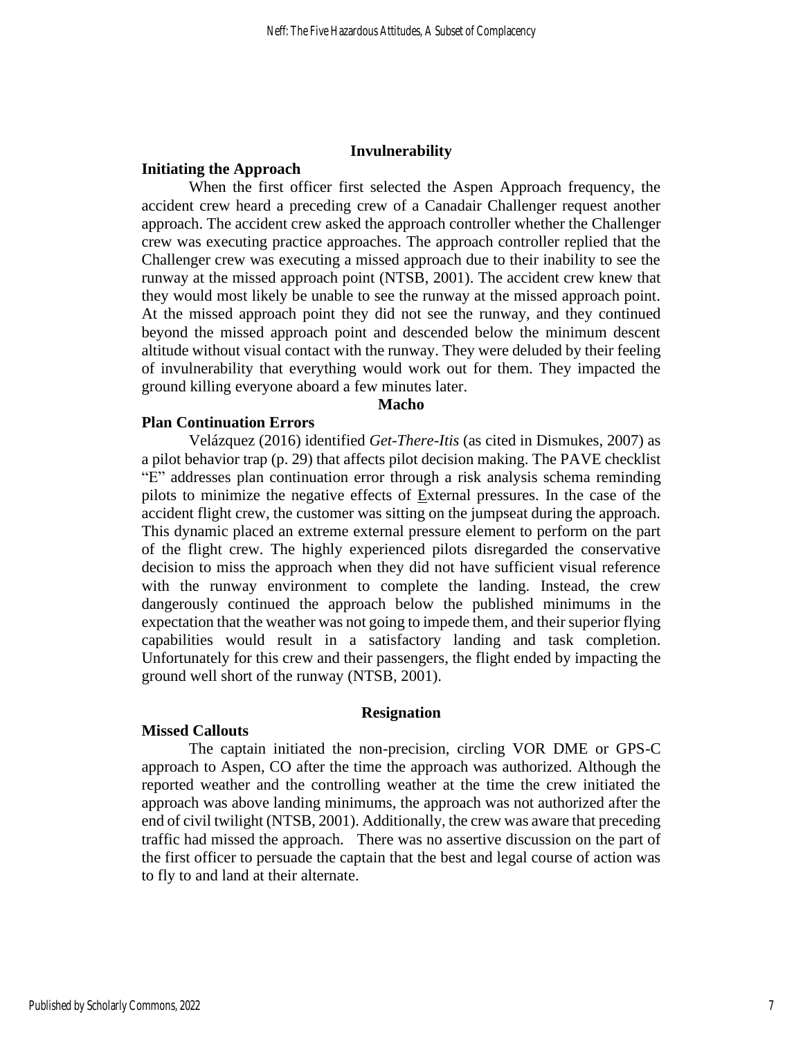## Invulnerability

### Initiating the Approach

When the first officer first selected the Aspen Approach frequency, the accident crew heard a preceding crew of a Canadair Challenger request another approach. The accident crew asked the approach controller whether the Challenger crew was executing practice approaches. The approach controller replied that the Challenger crew was executing a missed approach due to their inability to see the runway at the missed approach point (NTSB, 2001). The accident crew knew that they would most likely be unable to see the runway at the missed approach point. At the missed approach point they did not see the runway, and they continued beyond the missed approach point and descended below the minimum descent altitude without visual contact with the runway. They were deluded by their feeling of invulnerability that everything would work out for them. They impacted the ground killing everyone aboard a few minutes later.

## Macho

### Plan Continuation Errors

Velázquez (2016) identified *Get-There-Itis* (as cited in Dismukes, 2007) as a pilot behavior trap (p. 29) that affects pilot decision making. The PAVE checklist "E" addresses plan continuation error through a risk analysis schema reminding pilots to minimize the negative effects of <u>E</u>xternal pressures. In the case of the accident flight crew, the customer was sitting on the jumpseat during the approach. This dynamic placed an extreme external pressure element to perform on the part of the flight crew. The highly experienced pilots disregarded the conservative decision to miss the approach when they did not have sufficient visual reference with the runway environment to complete the landing. Instead, the crew dangerously continued the approach below the published minimums in the expectation that the weather was not going to impede them, and their superior flying capabilities would result in a satisfactory landing and task completion. Unfortunately for this crew and their passengers, the flight ended by impacting the ground well short of the runway (NTSB, 2001).

## Resignation

### Missed Callouts

The captain initiated the non-precision, circling VOR DME or GPS-C approach to Aspen, CO after the time the approach was authorized. Although the reported weather and the controlling weather at the time the crew initiated the approach was above landing minimums, the approach was not authorized after the end of civil twilight (NTSB, 2001). Additionally, the crew was aware that preceding traffic had missed the approach. There was no assertive discussion on the part of the first officer to persuade the captain that the best and legal course of action was to fly to and land at their alternate.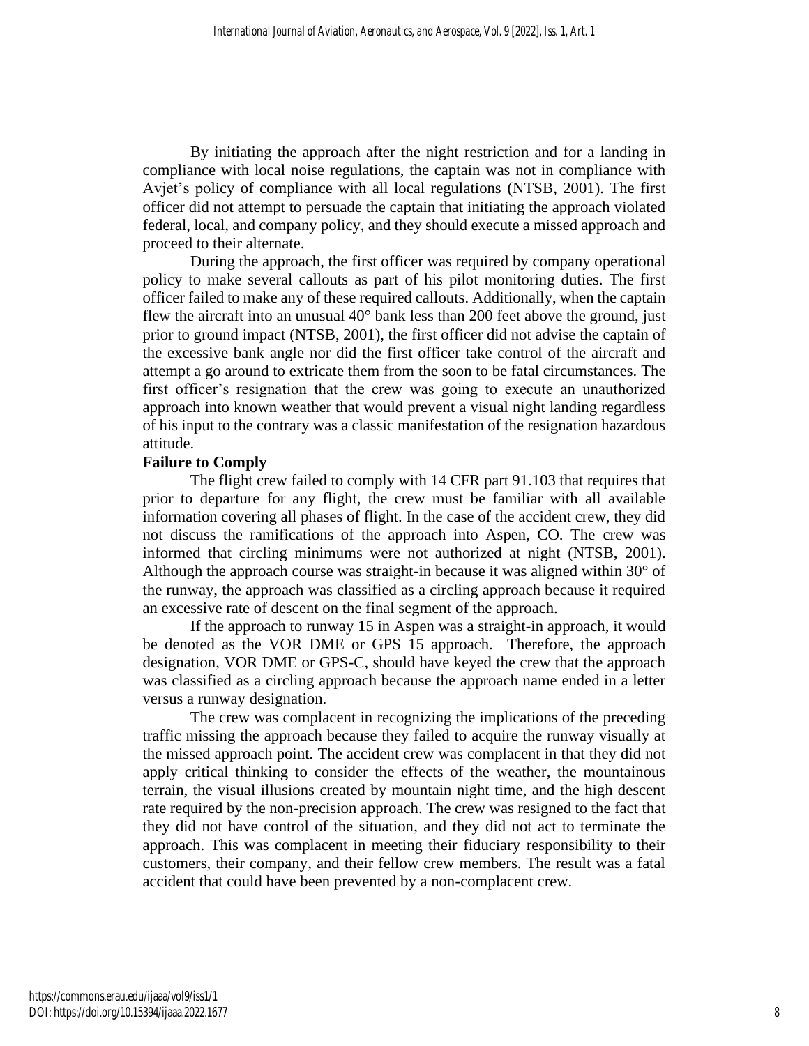By initiating the approach after the night restriction and for a landing in compliance with local noise regulations, the captain was not in compliance with Avjet's policy of compliance with all local regulations (NTSB, 2001). The first officer did not attempt to persuade the captain that initiating the approach violated federal, local, and company policy, and they should execute a missed approach and proceed to their alternate.

During the approach, the first officer was required by company operational policy to make several callouts as part of his pilot monitoring duties. The first officer failed to make any of these required callouts. Additionally, when the captain flew the aircraft into an unusual 40° bank less than 200 feet above the ground, just prior to ground impact (NTSB, 2001), the first officer did not advise the captain of the excessive bank angle nor did the first officer take control of the aircraft and attempt a go around to extricate them from the soon to be fatal circumstances. The first officer's resignation that the crew was going to execute an unauthorized approach into known weather that would prevent a visual night landing regardless of his input to the contrary was a classic manifestation of the resignation hazardous attitude.

**Failure to Comply**

The flight crew failed to comply with 14 CFR part 91.103 that requires that prior to departure for any flight, the crew must be familiar with all available information covering all phases of flight. In the case of the accident crew, they did not discuss the ramifications of the approach into Aspen, CO. The crew was informed that circling minimums were not authorized at night (NTSB, 2001). Although the approach course was straight-in because it was aligned within 30° of the runway, the approach was classified as a circling approach because it required an excessive rate of descent on the final segment of the approach.

If the approach to runway 15 in Aspen was a straight-in approach, it would be denoted as the VOR DME or GPS 15 approach. Therefore, the approach designation, VOR DME or GPS-C, should have keyed the crew that the approach was classified as a circling approach because the approach name ended in a letter versus a runway designation.

The crew was complacent in recognizing the implications of the preceding traffic missing the approach because they failed to acquire the runway visually at the missed approach point. The accident crew was complacent in that they did not apply critical thinking to consider the effects of the weather, the mountainous terrain, the visual illusions created by mountain night time, and the high descent rate required by the non-precision approach. The crew was resigned to the fact that they did not have control of the situation, and they did not act to terminate the approach. This was complacent in meeting their fiduciary responsibility to their customers, their company, and their fellow crew members. The result was a fatal accident that could have been prevented by a non-complacent crew.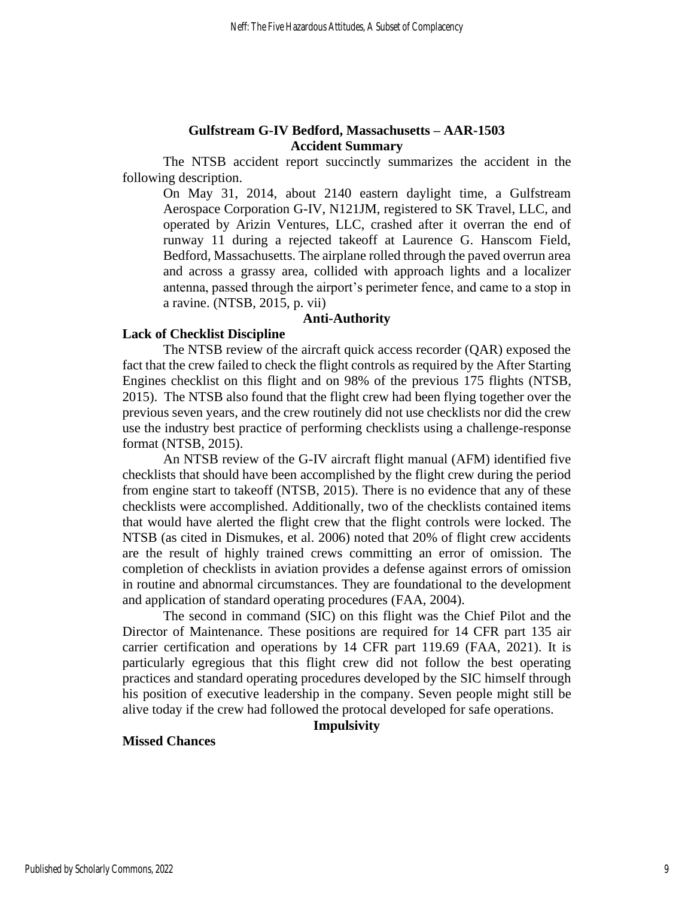## Gulfstream G-IV Bedford, Massachusetts – AAR-1503

### Accident Summary

The NTSB accident report succinctly summarizes the accident in the following description.

> On May 31, 2014, about 2140 eastern daylight time, a Gulfstream Aerospace Corporation G-IV, N121JM, registered to SK Travel, LLC, and operated by Arizin Ventures, LLC, crashed after it overran the end of runway 11 during a rejected takeoff at Laurence G. Hanscom Field, Bedford, Massachusetts. The airplane rolled through the paved overrun area and across a grassy area, collided with approach lights and a localizer antenna, passed through the airport's perimeter fence, and came to a stop in a ravine. (NTSB, 2015, p. vii)

### Anti-Authority

#### Lack of Checklist Discipline

The NTSB review of the aircraft quick access recorder (QAR) exposed the fact that the crew failed to check the flight controls as required by the After Starting Engines checklist on this flight and on 98% of the previous 175 flights (NTSB, 2015). The NTSB also found that the flight crew had been flying together over the previous seven years, and the crew routinely did not use checklists nor did the crew use the industry best practice of performing checklists using a challenge-response format (NTSB, 2015).

An NTSB review of the G-IV aircraft flight manual (AFM) identified five checklists that should have been accomplished by the flight crew during the period from engine start to takeoff (NTSB, 2015). There is no evidence that any of these checklists were accomplished. Additionally, two of the checklists contained items that would have alerted the flight crew that the flight controls were locked. The NTSB (as cited in Dismukes, et al. 2006) noted that 20% of flight crew accidents are the result of highly trained crews committing an error of omission. The completion of checklists in aviation provides a defense against errors of omission in routine and abnormal circumstances. They are foundational to the development and application of standard operating procedures (FAA, 2004).

The second in command (SIC) on this flight was the Chief Pilot and the Director of Maintenance. These positions are required for 14 CFR part 135 air carrier certification and operations by 14 CFR part 119.69 (FAA, 2021). It is particularly egregious that this flight crew did not follow the best operating practices and standard operating procedures developed by the SIC himself through his position of executive leadership in the company. Seven people might still be alive today if the crew had followed the protocal developed for safe operations.

### Impulsivity

#### Missed Chances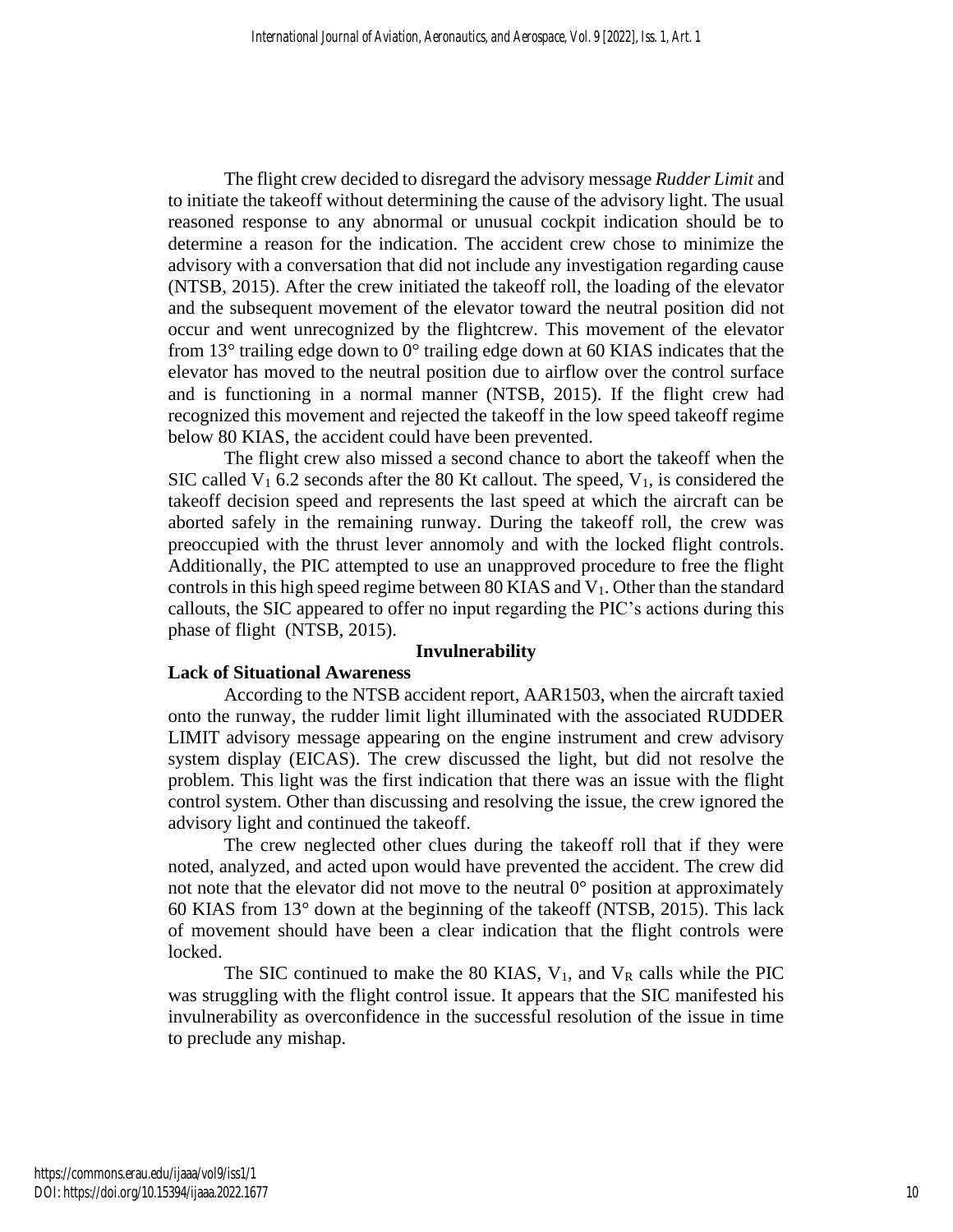The flight crew decided to disregard the advisory message *Rudder Limit* and to initiate the takeoff without determining the cause of the advisory light. The usual reasoned response to any abnormal or unusual cockpit indication should be to determine a reason for the indication. The accident crew chose to minimize the advisory with a conversation that did not include any investigation regarding cause (NTSB, 2015). After the crew initiated the takeoff roll, the loading of the elevator and the subsequent movement of the elevator toward the neutral position did not occur and went unrecognized by the flightcrew. This movement of the elevator from 13° trailing edge down to 0° trailing edge down at 60 KIAS indicates that the elevator has moved to the neutral position due to airflow over the control surface and is functioning in a normal manner (NTSB, 2015). If the flight crew had recognized this movement and rejected the takeoff in the low speed takeoff regime below 80 KIAS, the accident could have been prevented.

The flight crew also missed a second chance to abort the takeoff when the SIC called $V_1$ 6.2 seconds after the 80 Kt callout. The speed, $V_1$, is considered the takeoff decision speed and represents the last speed at which the aircraft can be aborted safely in the remaining runway. During the takeoff roll, the crew was preoccupied with the thrust lever annomoly and with the locked flight controls. Additionally, the PIC attempted to use an unapproved procedure to free the flight controls in this high speed regime between 80 KIAS and $V_1$. Other than the standard callouts, the SIC appeared to offer no input regarding the PIC's actions during this phase of flight (NTSB, 2015).

## Invulnerability

### Lack of Situational Awareness

According to the NTSB accident report, AAR1503, when the aircraft taxied onto the runway, the rudder limit light illuminated with the associated RUDDER LIMIT advisory message appearing on the engine instrument and crew advisory system display (EICAS). The crew discussed the light, but did not resolve the problem. This light was the first indication that there was an issue with the flight control system. Other than discussing and resolving the issue, the crew ignored the advisory light and continued the takeoff.

The crew neglected other clues during the takeoff roll that if they were noted, analyzed, and acted upon would have prevented the accident. The crew did not note that the elevator did not move to the neutral 0° position at approximately 60 KIAS from 13° down at the beginning of the takeoff (NTSB, 2015). This lack of movement should have been a clear indication that the flight controls were locked.

The SIC continued to make the 80 KIAS, $V_1$, and $V_R$ calls while the PIC was struggling with the flight control issue. It appears that the SIC manifested his invulnerability as overconfidence in the successful resolution of the issue in time to preclude any mishap.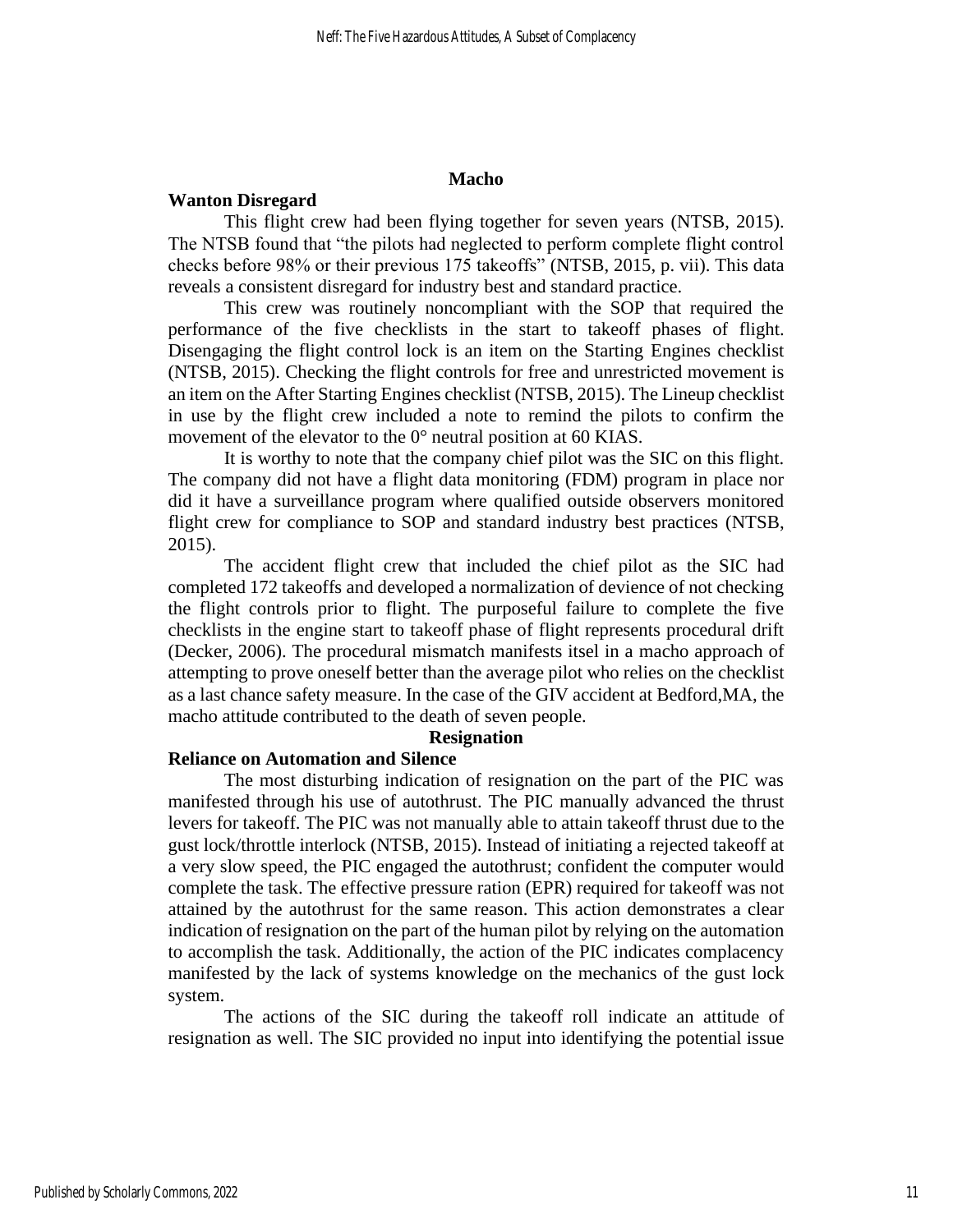## Macho

### Wanton Disregard

This flight crew had been flying together for seven years (NTSB, 2015). The NTSB found that "the pilots had neglected to perform complete flight control checks before 98% or their previous 175 takeoffs" (NTSB, 2015, p. vii). This data reveals a consistent disregard for industry best and standard practice.

This crew was routinely noncompliant with the SOP that required the performance of the five checklists in the start to takeoff phases of flight. Disengaging the flight control lock is an item on the Starting Engines checklist (NTSB, 2015). Checking the flight controls for free and unrestricted movement is an item on the After Starting Engines checklist (NTSB, 2015). The Lineup checklist in use by the flight crew included a note to remind the pilots to confirm the movement of the elevator to the 0° neutral position at 60 KIAS.

It is worthy to note that the company chief pilot was the SIC on this flight. The company did not have a flight data monitoring (FDM) program in place nor did it have a surveillance program where qualified outside observers monitored flight crew for compliance to SOP and standard industry best practices (NTSB, 2015).

The accident flight crew that included the chief pilot as the SIC had completed 172 takeoffs and developed a normalization of devience of not checking the flight controls prior to flight. The purposeful failure to complete the five checklists in the engine start to takeoff phase of flight represents procedural drift (Decker, 2006). The procedural mismatch manifests itsel in a macho approach of attempting to prove oneself better than the average pilot who relies on the checklist as a last chance safety measure. In the case of the GIV accident at Bedford,MA, the macho attitude contributed to the death of seven people.

## Resignation

### Reliance on Automation and Silence

The most disturbing indication of resignation on the part of the PIC was manifested through his use of autothrust. The PIC manually advanced the thrust levers for takeoff. The PIC was not manually able to attain takeoff thrust due to the gust lock/throttle interlock (NTSB, 2015). Instead of initiating a rejected takeoff at a very slow speed, the PIC engaged the autothrust; confident the computer would complete the task. The effective pressure ration (EPR) required for takeoff was not attained by the autothrust for the same reason. This action demonstrates a clear indication of resignation on the part of the human pilot by relying on the automation to accomplish the task. Additionally, the action of the PIC indicates complacency manifested by the lack of systems knowledge on the mechanics of the gust lock system.

The actions of the SIC during the takeoff roll indicate an attitude of resignation as well. The SIC provided no input into identifying the potential issue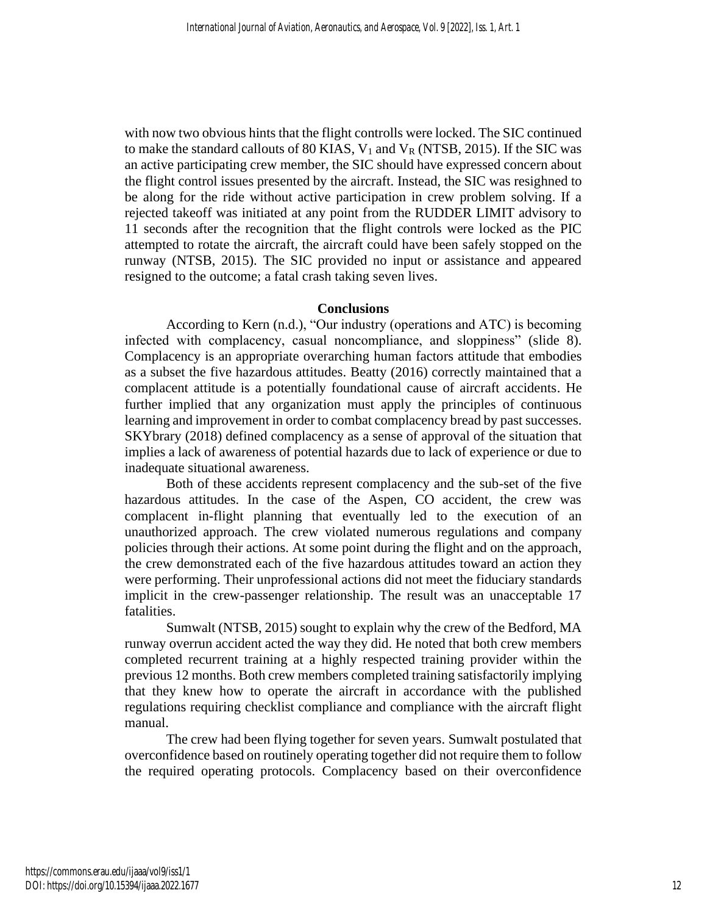with now two obvious hints that the flight controlls were locked. The SIC continued to make the standard callouts of 80 KIAS, $V_1$ and $V_R$ (NTSB, 2015). If the SIC was an active participating crew member, the SIC should have expressed concern about the flight control issues presented by the aircraft. Instead, the SIC was resighned to be along for the ride without active participation in crew problem solving. If a rejected takeoff was initiated at any point from the RUDDER LIMIT advisory to 11 seconds after the recognition that the flight controls were locked as the PIC attempted to rotate the aircraft, the aircraft could have been safely stopped on the runway (NTSB, 2015). The SIC provided no input or assistance and appeared resigned to the outcome; a fatal crash taking seven lives.

## Conclusions

According to Kern (n.d.), "Our industry (operations and ATC) is becoming infected with complacency, casual noncompliance, and sloppiness" (slide 8). Complacency is an appropriate overarching human factors attitude that embodies as a subset the five hazardous attitudes. Beatty (2016) correctly maintained that a complacent attitude is a potentially foundational cause of aircraft accidents. He further implied that any organization must apply the principles of continuous learning and improvement in order to combat complacency bread by past successes. SKYbrary (2018) defined complacency as a sense of approval of the situation that implies a lack of awareness of potential hazards due to lack of experience or due to inadequate situational awareness.

Both of these accidents represent complacency and the sub-set of the five hazardous attitudes. In the case of the Aspen, CO accident, the crew was complacent in-flight planning that eventually led to the execution of an unauthorized approach. The crew violated numerous regulations and company policies through their actions. At some point during the flight and on the approach, the crew demonstrated each of the five hazardous attitudes toward an action they were performing. Their unprofessional actions did not meet the fiduciary standards implicit in the crew-passenger relationship. The result was an unacceptable 17 fatalities.

Sumwalt (NTSB, 2015) sought to explain why the crew of the Bedford, MA runway overrun accident acted the way they did. He noted that both crew members completed recurrent training at a highly respected training provider within the previous 12 months. Both crew members completed training satisfactorily implying that they knew how to operate the aircraft in accordance with the published regulations requiring checklist compliance and compliance with the aircraft flight manual.

The crew had been flying together for seven years. Sumwalt postulated that overconfidence based on routinely operating together did not require them to follow the required operating protocols. Complacency based on their overconfidence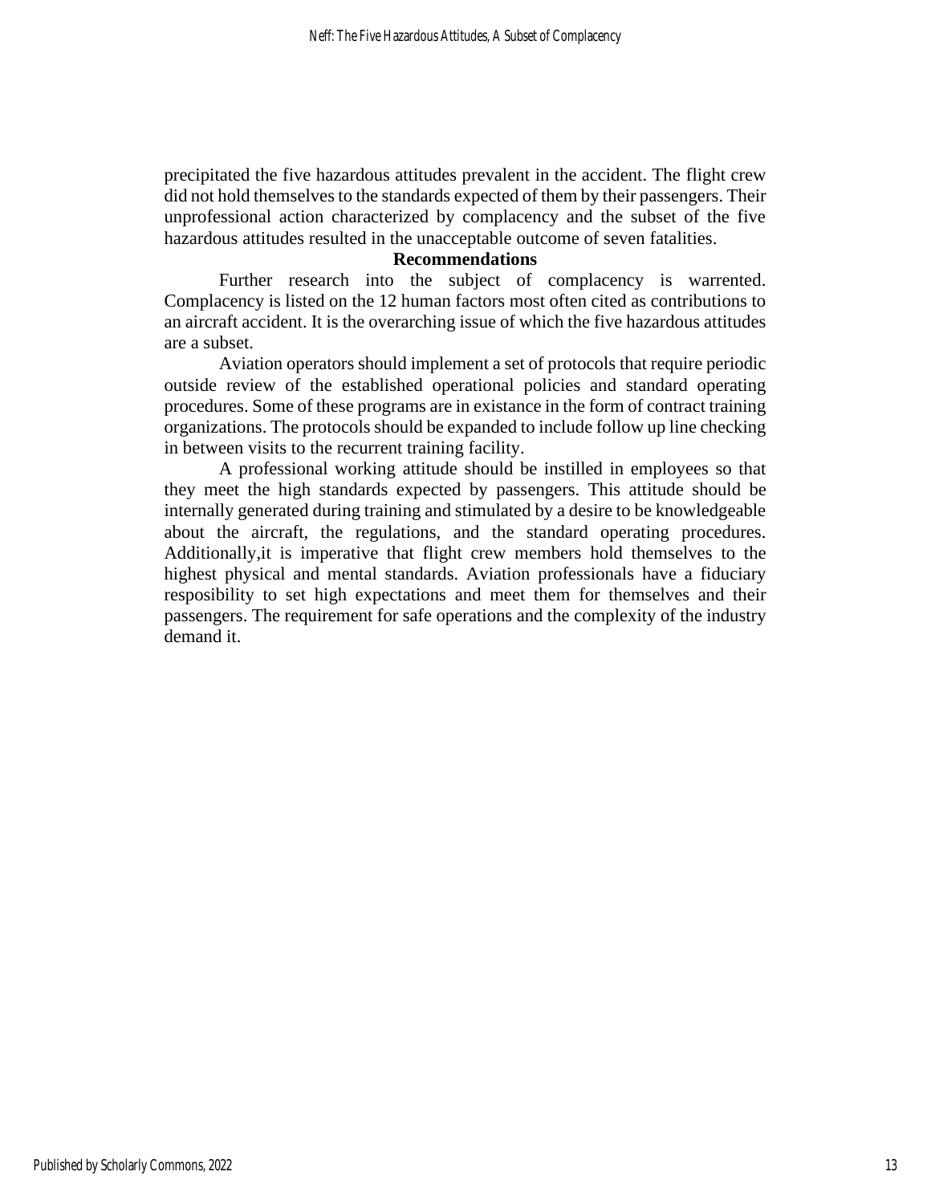precipitated the five hazardous attitudes prevalent in the accident. The flight crew did not hold themselves to the standards expected of them by their passengers. Their unprofessional action characterized by complacency and the subset of the five hazardous attitudes resulted in the unacceptable outcome of seven fatalities.

## Recommendations

Further research into the subject of complacency is warrented. Complacency is listed on the 12 human factors most often cited as contributions to an aircraft accident. It is the overarching issue of which the five hazardous attitudes are a subset.

Aviation operators should implement a set of protocols that require periodic outside review of the established operational policies and standard operating procedures. Some of these programs are in existance in the form of contract training organizations. The protocols should be expanded to include follow up line checking in between visits to the recurrent training facility.

A professional working attitude should be instilled in employees so that they meet the high standards expected by passengers. This attitude should be internally generated during training and stimulated by a desire to be knowledgeable about the aircraft, the regulations, and the standard operating procedures. Additionally,it is imperative that flight crew members hold themselves to the highest physical and mental standards. Aviation professionals have a fiduciary resposibility to set high expectations and meet them for themselves and their passengers. The requirement for safe operations and the complexity of the industry demand it.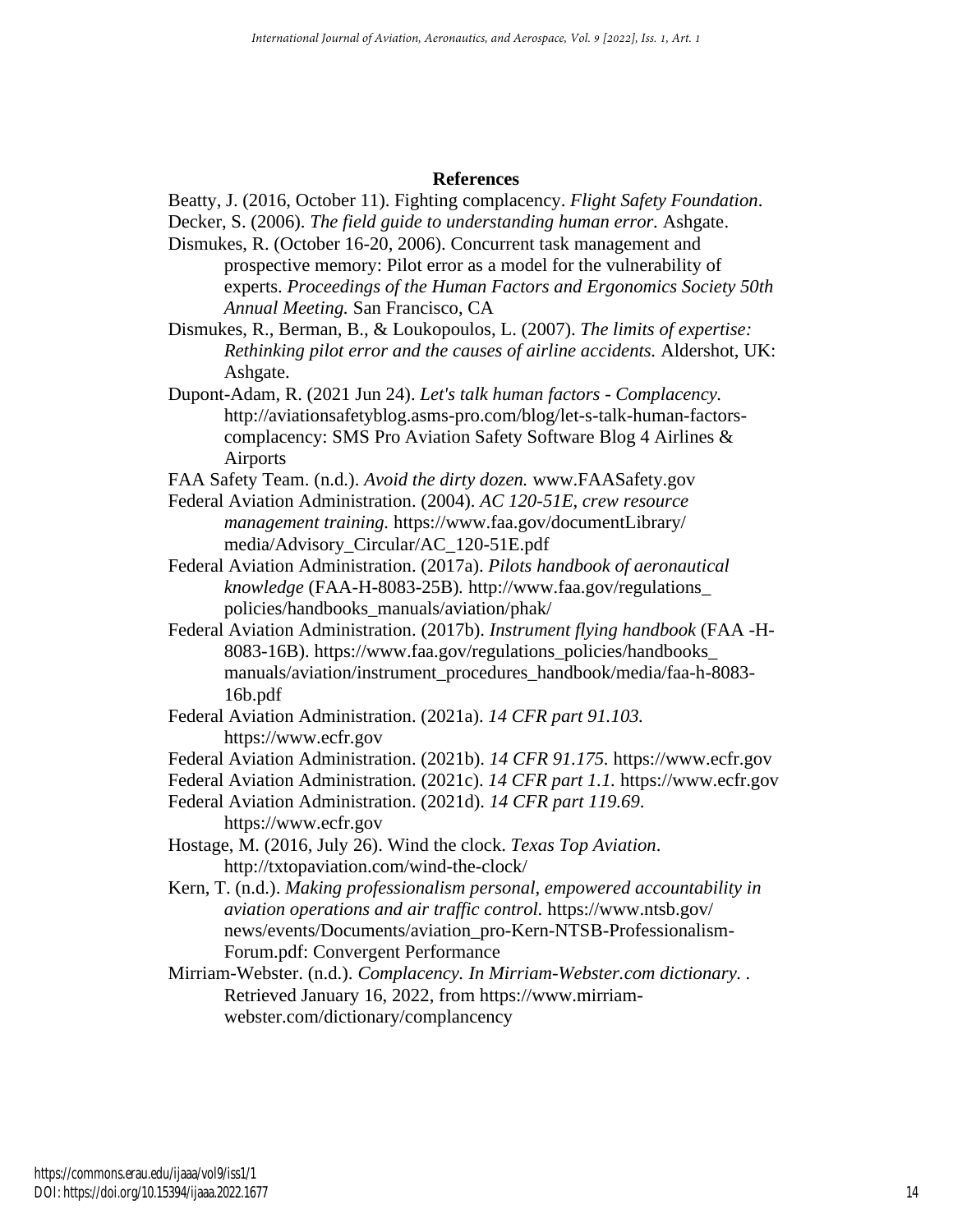## References

Beatty, J. (2016, October 11). Fighting complacency. *Flight Safety Foundation*.

Decker, S. (2006). *The field guide to understanding human error*. Ashgate.

Dismukes, R. (October 16-20, 2006). Concurrent task management and prospective memory: Pilot error as a model for the vulnerability of experts. *Proceedings of the Human Factors and Ergonomics Society 50th Annual Meeting.* San Francisco, CA

Dismukes, R., Berman, B., & Loukopoulos, L. (2007). *The limits of expertise: Rethinking pilot error and the causes of airline accidents.* Aldershot, UK: Ashgate.

Dupont-Adam, R. (2021 Jun 24). *Let's talk human factors - Complacency.* http://aviationsafetyblog.asms-pro.com/blog/let-s-talk-human-factors-complacency: SMS Pro Aviation Safety Software Blog 4 Airlines & Airports

FAA Safety Team. (n.d.). *Avoid the dirty dozen.* www.FAASafety.gov

Federal Aviation Administration. (2004). *AC 120-51E, crew resource management training.* https://www.faa.gov/documentLibrary/media/Advisory_Circular/AC_120-51E.pdf

Federal Aviation Administration. (2017a). *Pilots handbook of aeronautical knowledge* (FAA-H-8083-25B). http://www.faa.gov/regulations_policies/handbooks_manuals/aviation/phak/

Federal Aviation Administration. (2017b). *Instrument flying handbook* (FAA -H-8083-16B). https://www.faa.gov/regulations_policies/handbooks_manuals/aviation/instrument_procedures_handbook/media/faa-h-8083-16b.pdf

Federal Aviation Administration. (2021a). *14 CFR part 91.103.* https://www.ecfr.gov

Federal Aviation Administration. (2021b). *14 CFR 91.175.* https://www.ecfr.gov

Federal Aviation Administration. (2021c). *14 CFR part 1.1.* https://www.ecfr.gov

Federal Aviation Administration. (2021d). *14 CFR part 119.69.* https://www.ecfr.gov

Hostage, M. (2016, July 26). Wind the clock. *Texas Top Aviation*. http://txtopaviation.com/wind-the-clock/

Kern, T. (n.d.). *Making professionalism personal, empowered accountability in aviation operations and air traffic control.* https://www.ntsb.gov/news/events/Documents/aviation_pro-Kern-NTSB-Professionalism-Forum.pdf: Convergent Performance

Mirriam-Webster. (n.d.). *Complacency. In Mirriam-Webster.com dictionary.* . Retrieved January 16, 2022, from https://www.mirriam-webster.com/dictionary/complancency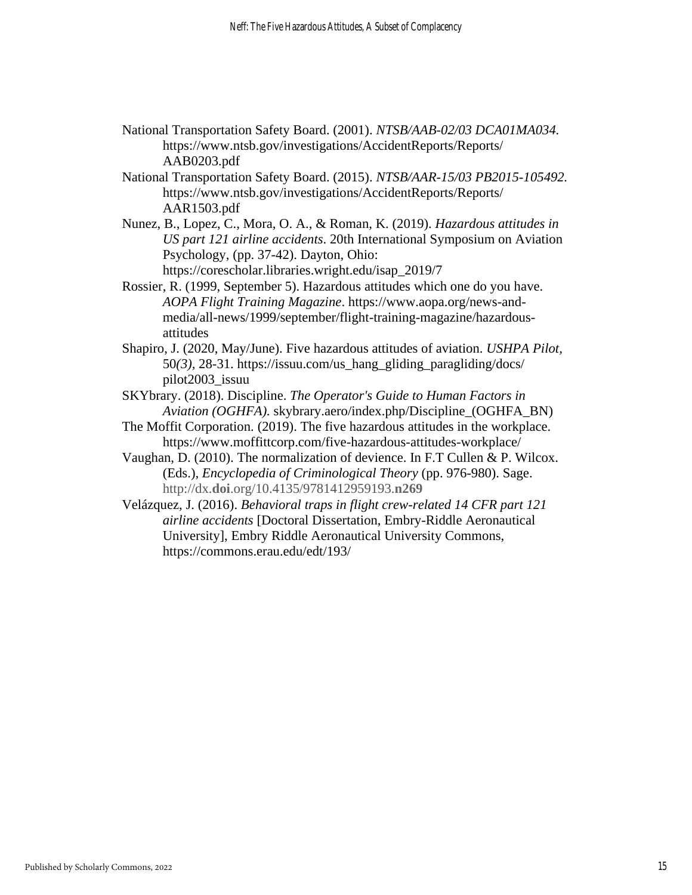National Transportation Safety Board. (2001). *NTSB/AAB-02/03 DCA01MA034*. https://www.ntsb.gov/investigations/AccidentReports/Reports/AAB0203.pdf

National Transportation Safety Board. (2015). *NTSB/AAR-15/03 PB2015-105492*. https://www.ntsb.gov/investigations/AccidentReports/Reports/AAR1503.pdf

Nunez, B., Lopez, C., Mora, O. A., & Roman, K. (2019). *Hazardous attitudes in US part 121 airline accidents*. 20th International Symposium on Aviation Psychology, (pp. 37-42). Dayton, Ohio: https://corescholar.libraries.wright.edu/isap_2019/7

Rossier, R. (1999, September 5). Hazardous attitudes which one do you have. *AOPA Flight Training Magazine*. https://www.aopa.org/news-and-media/all-news/1999/september/flight-training-magazine/hazardous-attitudes

Shapiro, J. (2020, May/June). Five hazardous attitudes of aviation. *USHPA Pilot*, 50*(3)*, 28-31. https://issuu.com/us_hang_gliding_paragliding/docs/pilot2003_issuu

SKYbrary. (2018). Discipline. *The Operator's Guide to Human Factors in Aviation (OGHFA).* skybrary.aero/index.php/Discipline_(OGHFA_BN)

The Moffit Corporation. (2019). The five hazardous attitudes in the workplace. https://www.moffittcorp.com/five-hazardous-attitudes-workplace/

Vaughan, D. (2010). The normalization of devience. In F.T Cullen & P. Wilcox. (Eds.), *Encyclopedia of Criminological Theory* (pp. 976-980). Sage. http://dx.**doi**.org/10.4135/9781412959193.**n269**

Velázquez, J. (2016). *Behavioral traps in flight crew-related 14 CFR part 121 airline accidents* [Doctoral Dissertation, Embry-Riddle Aeronautical University], Embry Riddle Aeronautical University Commons, https://commons.erau.edu/edt/193/